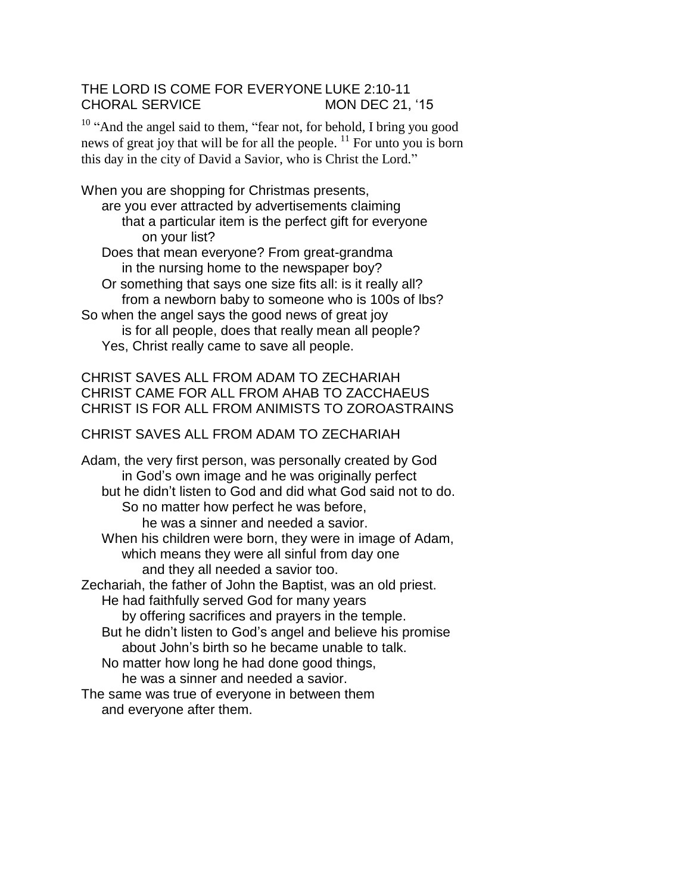THE LORD IS COME FOR EVERYONE LUKE 2:10-11
CHORAL SERVICE MON DEC 21, '15

[10] "And the angel said to them, "fear not, for behold, I bring you good news of great joy that will be for all the people. [11] For unto you is born this day in the city of David a Savior, who is Christ the Lord."

When you are shopping for Christmas presents,
are you ever attracted by advertisements claiming
that a particular item is the perfect gift for everyone
on your list?
Does that mean everyone? From great-grandma
in the nursing home to the newspaper boy?
Or something that says one size fits all: is it really all?
from a newborn baby to someone who is 100s of lbs?
So when the angel says the good news of great joy
is for all people, does that really mean all people?
Yes, Christ really came to save all people.

CHRIST SAVES ALL FROM ADAM TO ZECHARIAH
CHRIST CAME FOR ALL FROM AHAB TO ZACCHAEUS
CHRIST IS FOR ALL FROM ANIMISTS TO ZOROASTRAINS

CHRIST SAVES ALL FROM ADAM TO ZECHARIAH

Adam, the very first person, was personally created by God
in God's own image and he was originally perfect
but he didn't listen to God and did what God said not to do.
So no matter how perfect he was before,
he was a sinner and needed a savior.
When his children were born, they were in image of Adam,
which means they were all sinful from day one
and they all needed a savior too.
Zechariah, the father of John the Baptist, was an old priest.
He had faithfully served God for many years
by offering sacrifices and prayers in the temple.
But he didn't listen to God's angel and believe his promise
about John's birth so he became unable to talk.
No matter how long he had done good things,
he was a sinner and needed a savior.
The same was true of everyone in between them
and everyone after them.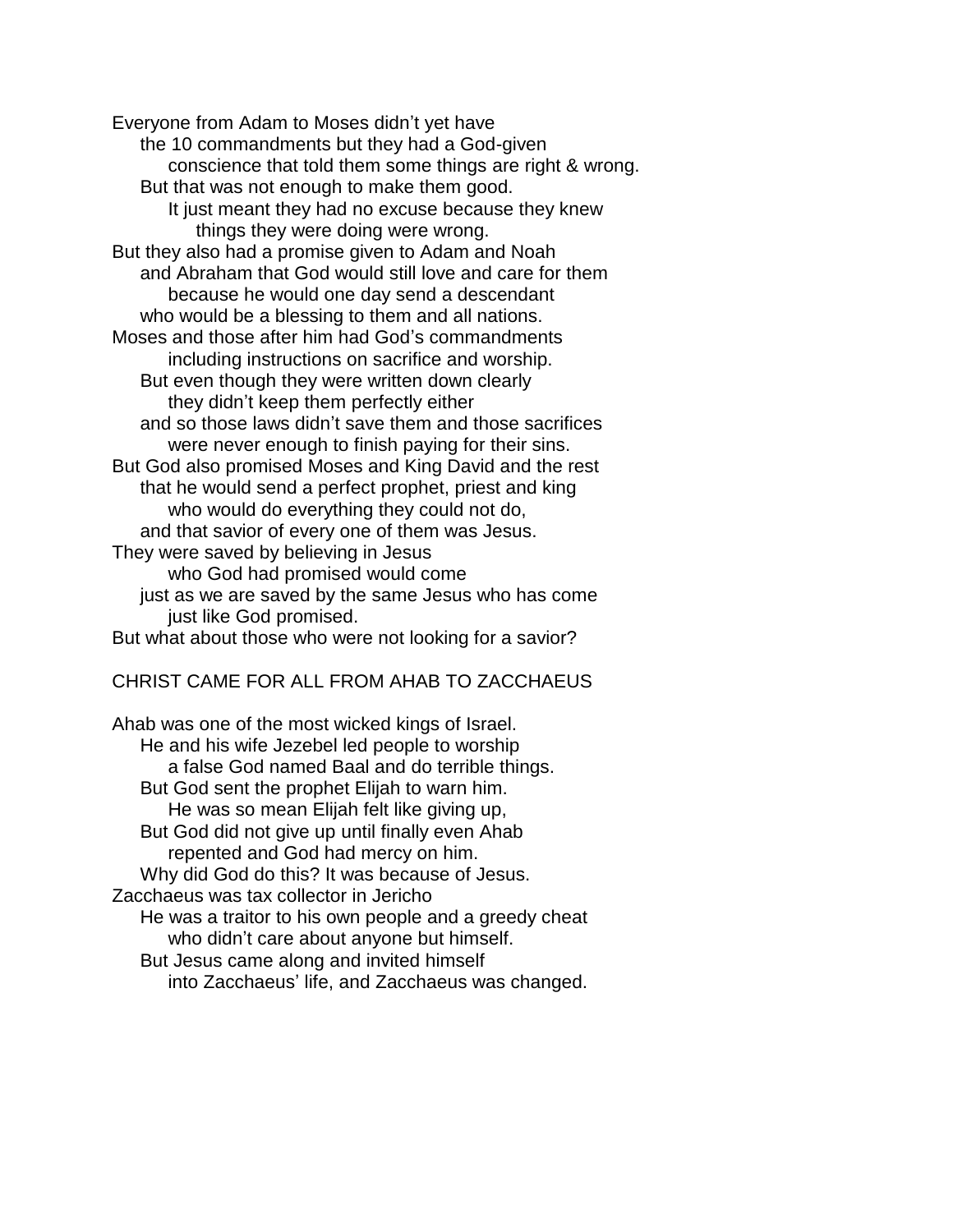Everyone from Adam to Moses didn't yet have
the 10 commandments but they had a God-given
conscience that told them some things are right & wrong.
But that was not enough to make them good.
It just meant they had no excuse because they knew
things they were doing were wrong.
But they also had a promise given to Adam and Noah
and Abraham that God would still love and care for them
because he would one day send a descendant
who would be a blessing to them and all nations.
Moses and those after him had God's commandments
including instructions on sacrifice and worship.
But even though they were written down clearly
they didn't keep them perfectly either
and so those laws didn't save them and those sacrifices
were never enough to finish paying for their sins.
But God also promised Moses and King David and the rest
that he would send a perfect prophet, priest and king
who would do everything they could not do,
and that savior of every one of them was Jesus.
They were saved by believing in Jesus
who God had promised would come
just as we are saved by the same Jesus who has come
just like God promised.
But what about those who were not looking for a savior?

CHRIST CAME FOR ALL FROM AHAB TO ZACCHAEUS

Ahab was one of the most wicked kings of Israel.
He and his wife Jezebel led people to worship
a false God named Baal and do terrible things.
But God sent the prophet Elijah to warn him.
He was so mean Elijah felt like giving up,
But God did not give up until finally even Ahab
repented and God had mercy on him.
Why did God do this? It was because of Jesus.
Zacchaeus was tax collector in Jericho
He was a traitor to his own people and a greedy cheat
who didn't care about anyone but himself.
But Jesus came along and invited himself
into Zacchaeus' life, and Zacchaeus was changed.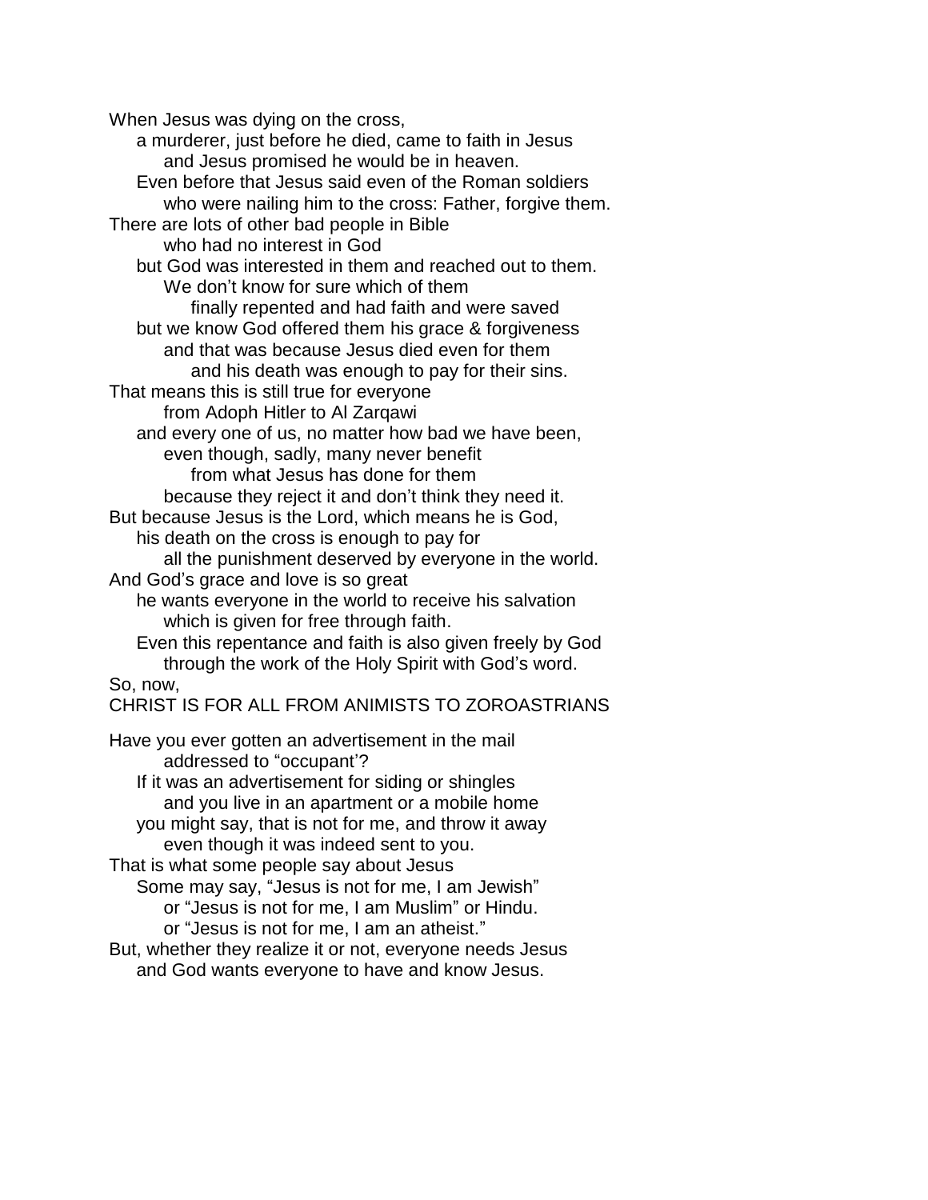When Jesus was dying on the cross,
a murderer, just before he died, came to faith in Jesus
and Jesus promised he would be in heaven.
Even before that Jesus said even of the Roman soldiers
who were nailing him to the cross: Father, forgive them.
There are lots of other bad people in Bible
who had no interest in God
but God was interested in them and reached out to them.
We don't know for sure which of them
finally repented and had faith and were saved
but we know God offered them his grace & forgiveness
and that was because Jesus died even for them
and his death was enough to pay for their sins.
That means this is still true for everyone
from Adoph Hitler to Al Zarqawi
and every one of us, no matter how bad we have been,
even though, sadly, many never benefit
from what Jesus has done for them
because they reject it and don't think they need it.
But because Jesus is the Lord, which means he is God,
his death on the cross is enough to pay for
all the punishment deserved by everyone in the world.
And God's grace and love is so great
he wants everyone in the world to receive his salvation
which is given for free through faith.
Even this repentance and faith is also given freely by God
through the work of the Holy Spirit with God's word.
So, now,
CHRIST IS FOR ALL FROM ANIMISTS TO ZOROASTRIANS

Have you ever gotten an advertisement in the mail
addressed to "occupant'?
If it was an advertisement for siding or shingles
and you live in an apartment or a mobile home
you might say, that is not for me, and throw it away
even though it was indeed sent to you.
That is what some people say about Jesus
Some may say, "Jesus is not for me, I am Jewish"
or "Jesus is not for me, I am Muslim" or Hindu.
or "Jesus is not for me, I am an atheist."
But, whether they realize it or not, everyone needs Jesus
and God wants everyone to have and know Jesus.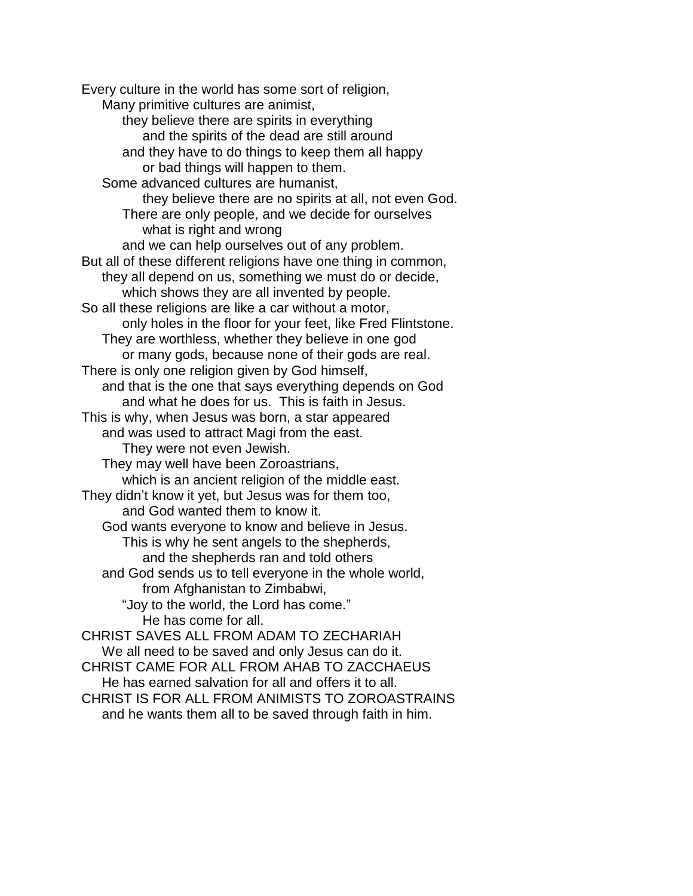Every culture in the world has some sort of religion,
Many primitive cultures are animist,
they believe there are spirits in everything
and the spirits of the dead are still around
and they have to do things to keep them all happy
or bad things will happen to them.
Some advanced cultures are humanist,
they believe there are no spirits at all, not even God.
There are only people, and we decide for ourselves
what is right and wrong
and we can help ourselves out of any problem.
But all of these different religions have one thing in common,
they all depend on us, something we must do or decide,
which shows they are all invented by people.
So all these religions are like a car without a motor,
only holes in the floor for your feet, like Fred Flintstone.
They are worthless, whether they believe in one god
or many gods, because none of their gods are real.
There is only one religion given by God himself,
and that is the one that says everything depends on God
and what he does for us. This is faith in Jesus.
This is why, when Jesus was born, a star appeared
and was used to attract Magi from the east.
They were not even Jewish.
They may well have been Zoroastrians,
which is an ancient religion of the middle east.
They didn't know it yet, but Jesus was for them too,
and God wanted them to know it.
God wants everyone to know and believe in Jesus.
This is why he sent angels to the shepherds,
and the shepherds ran and told others
and God sends us to tell everyone in the whole world,
from Afghanistan to Zimbabwi,
"Joy to the world, the Lord has come."
He has come for all.
CHRIST SAVES ALL FROM ADAM TO ZECHARIAH
We all need to be saved and only Jesus can do it.
CHRIST CAME FOR ALL FROM AHAB TO ZACCHAEUS
He has earned salvation for all and offers it to all.
CHRIST IS FOR ALL FROM ANIMISTS TO ZOROASTRAINS
and he wants them all to be saved through faith in him.